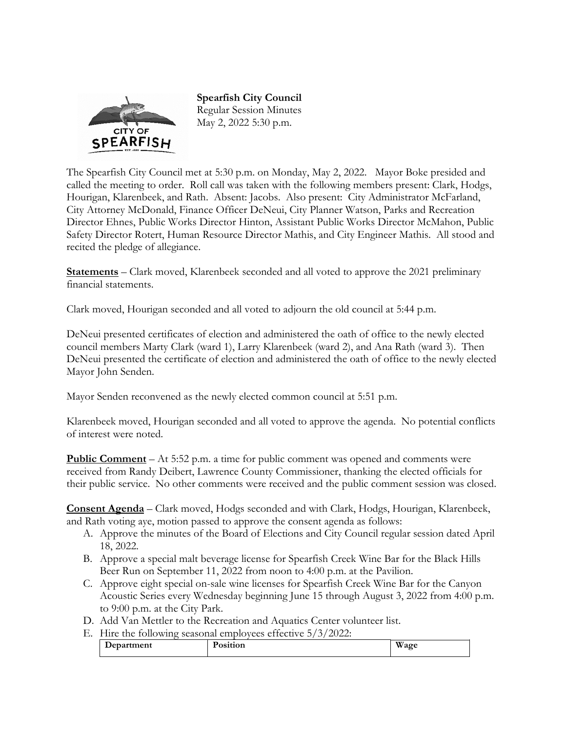**Spearfish City Council**
Regular Session Minutes
May 2, 2022 5:30 p.m.

The Spearfish City Council met at 5:30 p.m. on Monday, May 2, 2022. Mayor Boke presided and called the meeting to order. Roll call was taken with the following members present: Clark, Hodgs, Hourigan, Klarenbeek, and Rath. Absent: Jacobs. Also present: City Administrator McFarland, City Attorney McDonald, Finance Officer DeNeui, City Planner Watson, Parks and Recreation Director Ehnes, Public Works Director Hinton, Assistant Public Works Director McMahon, Public Safety Director Rotert, Human Resource Director Mathis, and City Engineer Mathis. All stood and recited the pledge of allegiance.

**Statements** – Clark moved, Klarenbeek seconded and all voted to approve the 2021 preliminary financial statements.

Clark moved, Hourigan seconded and all voted to adjourn the old council at 5:44 p.m.

DeNeui presented certificates of election and administered the oath of office to the newly elected council members Marty Clark (ward 1), Larry Klarenbeek (ward 2), and Ana Rath (ward 3). Then DeNeui presented the certificate of election and administered the oath of office to the newly elected Mayor John Senden.

Mayor Senden reconvened as the newly elected common council at 5:51 p.m.

Klarenbeek moved, Hourigan seconded and all voted to approve the agenda. No potential conflicts of interest were noted.

**Public Comment** – At 5:52 p.m. a time for public comment was opened and comments were received from Randy Deibert, Lawrence County Commissioner, thanking the elected officials for their public service. No other comments were received and the public comment session was closed.

**Consent Agenda** – Clark moved, Hodgs seconded and with Clark, Hodgs, Hourigan, Klarenbeek, and Rath voting aye, motion passed to approve the consent agenda as follows:

A. Approve the minutes of the Board of Elections and City Council regular session dated April 18, 2022.
B. Approve a special malt beverage license for Spearfish Creek Wine Bar for the Black Hills Beer Run on September 11, 2022 from noon to 4:00 p.m. at the Pavilion.
C. Approve eight special on-sale wine licenses for Spearfish Creek Wine Bar for the Canyon Acoustic Series every Wednesday beginning June 15 through August 3, 2022 from 4:00 p.m. to 9:00 p.m. at the City Park.
D. Add Van Mettler to the Recreation and Aquatics Center volunteer list.
E. Hire the following seasonal employees effective 5/3/2022:

| Department | Position | Wage |
|---|---|---|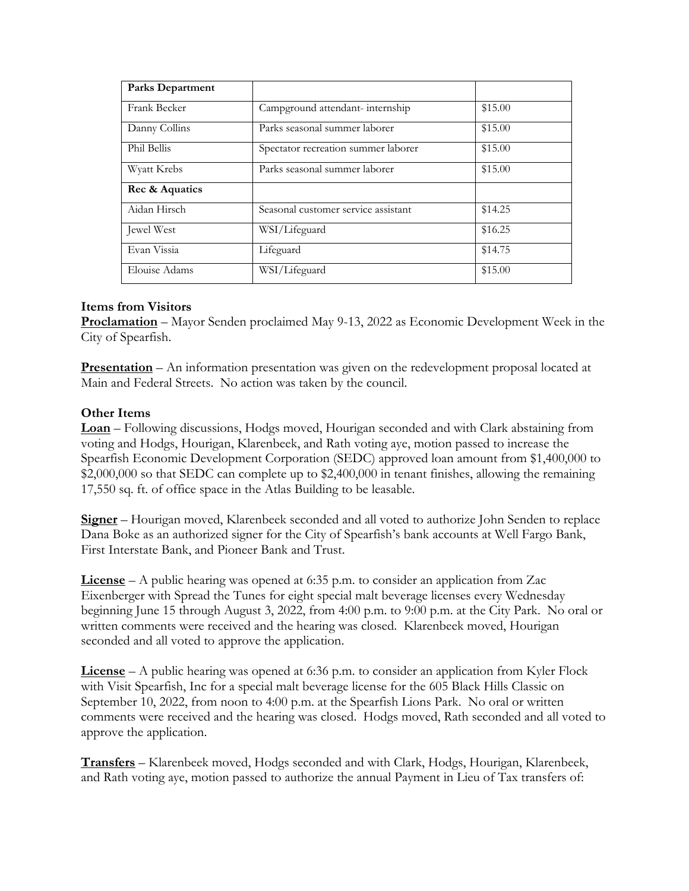| Parks Department | | |
|---|---|---|
| Frank Becker | Campground attendant- internship | $15.00 |
| Danny Collins | Parks seasonal summer laborer | $15.00 |
| Phil Bellis | Spectator recreation summer laborer | $15.00 |
| Wyatt Krebs | Parks seasonal summer laborer | $15.00 |
| **Rec & Aquatics** | | |
| Aidan Hirsch | Seasonal customer service assistant | $14.25 |
| Jewel West | WSI/Lifeguard | $16.25 |
| Evan Vissia | Lifeguard | $14.75 |
| Elouise Adams | WSI/Lifeguard | $15.00 |

**Items from Visitors**

**Proclamation** – Mayor Senden proclaimed May 9-13, 2022 as Economic Development Week in the City of Spearfish.

**Presentation** – An information presentation was given on the redevelopment proposal located at Main and Federal Streets. No action was taken by the council.

**Other Items**

**Loan** – Following discussions, Hodgs moved, Hourigan seconded and with Clark abstaining from voting and Hodgs, Hourigan, Klarenbeek, and Rath voting aye, motion passed to increase the Spearfish Economic Development Corporation (SEDC) approved loan amount from $1,400,000 to $2,000,000 so that SEDC can complete up to $2,400,000 in tenant finishes, allowing the remaining 17,550 sq. ft. of office space in the Atlas Building to be leasable.

**Signer** – Hourigan moved, Klarenbeek seconded and all voted to authorize John Senden to replace Dana Boke as an authorized signer for the City of Spearfish's bank accounts at Well Fargo Bank, First Interstate Bank, and Pioneer Bank and Trust.

**License** – A public hearing was opened at 6:35 p.m. to consider an application from Zac Eixenberger with Spread the Tunes for eight special malt beverage licenses every Wednesday beginning June 15 through August 3, 2022, from 4:00 p.m. to 9:00 p.m. at the City Park. No oral or written comments were received and the hearing was closed. Klarenbeek moved, Hourigan seconded and all voted to approve the application.

**License** – A public hearing was opened at 6:36 p.m. to consider an application from Kyler Flock with Visit Spearfish, Inc for a special malt beverage license for the 605 Black Hills Classic on September 10, 2022, from noon to 4:00 p.m. at the Spearfish Lions Park. No oral or written comments were received and the hearing was closed. Hodgs moved, Rath seconded and all voted to approve the application.

**Transfers** – Klarenbeek moved, Hodgs seconded and with Clark, Hodgs, Hourigan, Klarenbeek, and Rath voting aye, motion passed to authorize the annual Payment in Lieu of Tax transfers of: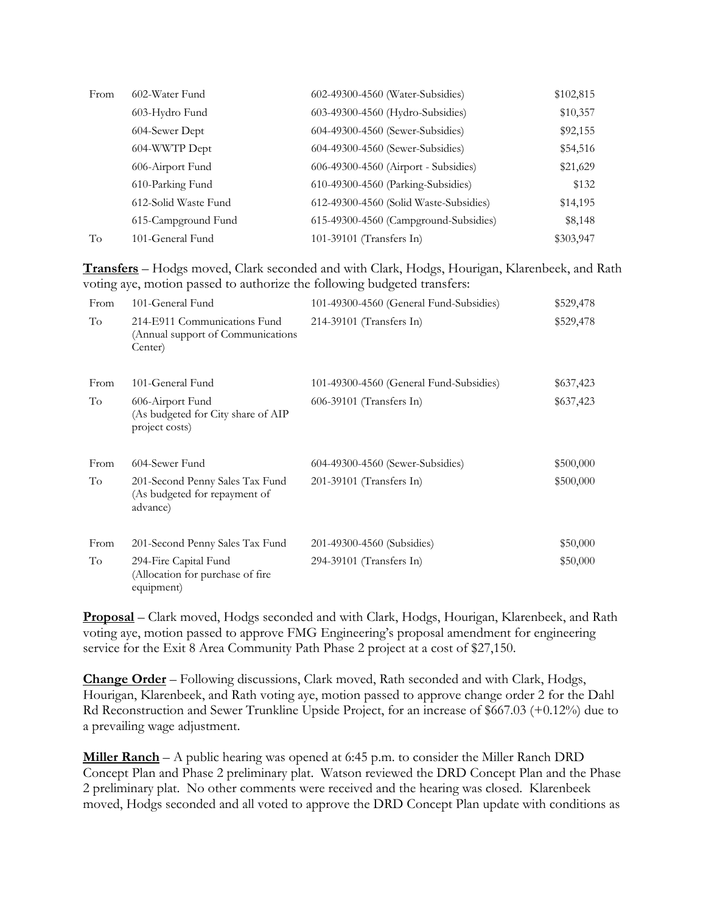| | | | |
|---|---|---|---|
| From | 602-Water Fund | 602-49300-4560 (Water-Subsidies) | $102,815 |
| | 603-Hydro Fund | 603-49300-4560 (Hydro-Subsidies) | $10,357 |
| | 604-Sewer Dept | 604-49300-4560 (Sewer-Subsidies) | $92,155 |
| | 604-WWTP Dept | 604-49300-4560 (Sewer-Subsidies) | $54,516 |
| | 606-Airport Fund | 606-49300-4560 (Airport - Subsidies) | $21,629 |
| | 610-Parking Fund | 610-49300-4560 (Parking-Subsidies) | $132 |
| | 612-Solid Waste Fund | 612-49300-4560 (Solid Waste-Subsidies) | $14,195 |
| | 615-Campground Fund | 615-49300-4560 (Campground-Subsidies) | $8,148 |
| To | 101-General Fund | 101-39101 (Transfers In) | $303,947 |

**Transfers** – Hodgs moved, Clark seconded and with Clark, Hodgs, Hourigan, Klarenbeek, and Rath voting aye, motion passed to authorize the following budgeted transfers:

| | | | |
|---|---|---|---|
| From | 101-General Fund | 101-49300-4560 (General Fund-Subsidies) | $529,478 |
| To | 214-E911 Communications Fund (Annual support of Communications Center) | 214-39101 (Transfers In) | $529,478 |
| From | 101-General Fund | 101-49300-4560 (General Fund-Subsidies) | $637,423 |
| To | 606-Airport Fund (As budgeted for City share of AIP project costs) | 606-39101 (Transfers In) | $637,423 |
| From | 604-Sewer Fund | 604-49300-4560 (Sewer-Subsidies) | $500,000 |
| To | 201-Second Penny Sales Tax Fund (As budgeted for repayment of advance) | 201-39101 (Transfers In) | $500,000 |
| From | 201-Second Penny Sales Tax Fund | 201-49300-4560 (Subsidies) | $50,000 |
| To | 294-Fire Capital Fund (Allocation for purchase of fire equipment) | 294-39101 (Transfers In) | $50,000 |

**Proposal** – Clark moved, Hodgs seconded and with Clark, Hodgs, Hourigan, Klarenbeek, and Rath voting aye, motion passed to approve FMG Engineering's proposal amendment for engineering service for the Exit 8 Area Community Path Phase 2 project at a cost of $27,150.

**Change Order** – Following discussions, Clark moved, Rath seconded and with Clark, Hodgs, Hourigan, Klarenbeek, and Rath voting aye, motion passed to approve change order 2 for the Dahl Rd Reconstruction and Sewer Trunkline Upside Project, for an increase of $667.03 (+0.12%) due to a prevailing wage adjustment.

**Miller Ranch** – A public hearing was opened at 6:45 p.m. to consider the Miller Ranch DRD Concept Plan and Phase 2 preliminary plat. Watson reviewed the DRD Concept Plan and the Phase 2 preliminary plat. No other comments were received and the hearing was closed. Klarenbeek moved, Hodgs seconded and all voted to approve the DRD Concept Plan update with conditions as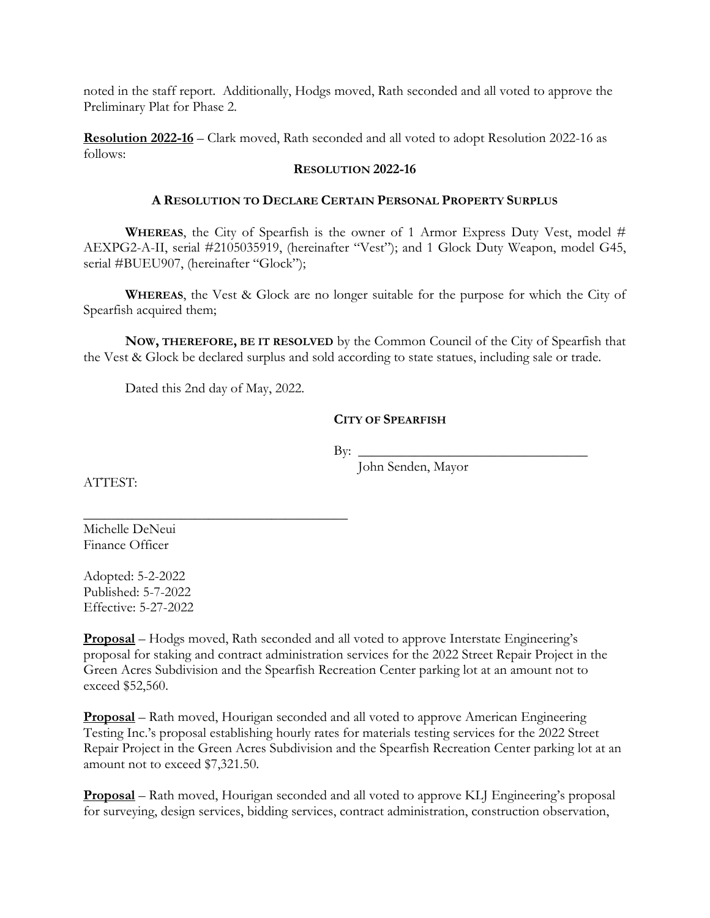noted in the staff report. Additionally, Hodgs moved, Rath seconded and all voted to approve the Preliminary Plat for Phase 2.

**Resolution 2022-16** – Clark moved, Rath seconded and all voted to adopt Resolution 2022-16 as follows:

**RESOLUTION 2022-16**

**A RESOLUTION TO DECLARE CERTAIN PERSONAL PROPERTY SURPLUS**

**WHEREAS**, the City of Spearfish is the owner of 1 Armor Express Duty Vest, model # AEXPG2-A-II, serial #2105035919, (hereinafter "Vest"); and 1 Glock Duty Weapon, model G45, serial #BUEU907, (hereinafter "Glock");

**WHEREAS**, the Vest & Glock are no longer suitable for the purpose for which the City of Spearfish acquired them;

**NOW, THEREFORE, BE IT RESOLVED** by the Common Council of the City of Spearfish that the Vest & Glock be declared surplus and sold according to state statues, including sale or trade.

Dated this 2nd day of May, 2022.

**CITY OF SPEARFISH**

By: ___________________________________
John Senden, Mayor

ATTEST:

_______________________________________
Michelle DeNeui
Finance Officer

Adopted: 5-2-2022
Published: 5-7-2022
Effective: 5-27-2022

**Proposal** – Hodgs moved, Rath seconded and all voted to approve Interstate Engineering's proposal for staking and contract administration services for the 2022 Street Repair Project in the Green Acres Subdivision and the Spearfish Recreation Center parking lot at an amount not to exceed $52,560.

**Proposal** – Rath moved, Hourigan seconded and all voted to approve American Engineering Testing Inc.'s proposal establishing hourly rates for materials testing services for the 2022 Street Repair Project in the Green Acres Subdivision and the Spearfish Recreation Center parking lot at an amount not to exceed $7,321.50.

**Proposal** – Rath moved, Hourigan seconded and all voted to approve KLJ Engineering's proposal for surveying, design services, bidding services, contract administration, construction observation,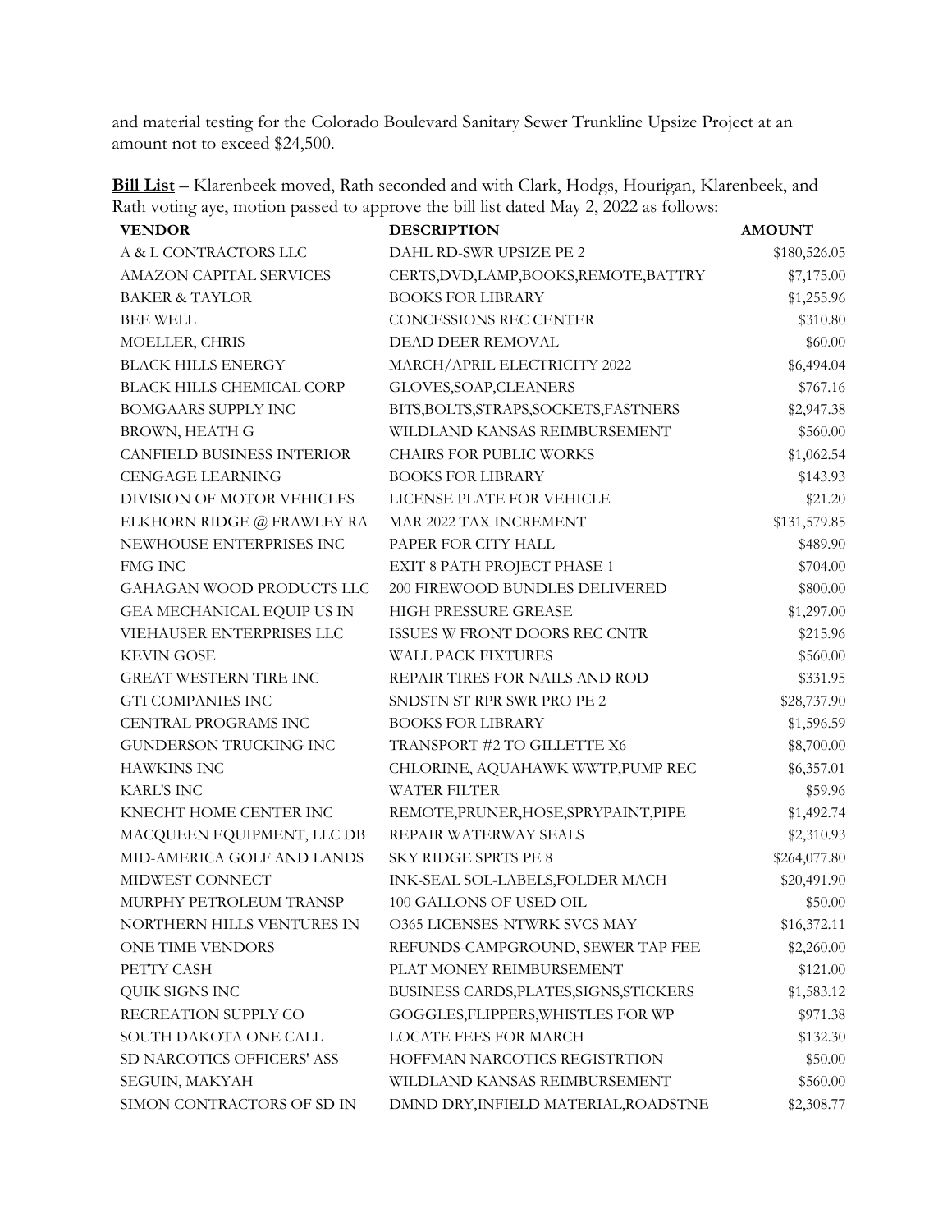and material testing for the Colorado Boulevard Sanitary Sewer Trunkline Upsize Project at an amount not to exceed $24,500.

**Bill List** – Klarenbeek moved, Rath seconded and with Clark, Hodgs, Hourigan, Klarenbeek, and Rath voting aye, motion passed to approve the bill list dated May 2, 2022 as follows:

| VENDOR | DESCRIPTION | AMOUNT |
|---|---|---|
| A & L CONTRACTORS LLC | DAHL RD-SWR UPSIZE PE 2 | $180,526.05 |
| AMAZON CAPITAL SERVICES | CERTS,DVD,LAMP,BOOKS,REMOTE,BATTRY | $7,175.00 |
| BAKER & TAYLOR | BOOKS FOR LIBRARY | $1,255.96 |
| BEE WELL | CONCESSIONS REC CENTER | $310.80 |
| MOELLER, CHRIS | DEAD DEER REMOVAL | $60.00 |
| BLACK HILLS ENERGY | MARCH/APRIL ELECTRICITY 2022 | $6,494.04 |
| BLACK HILLS CHEMICAL CORP | GLOVES,SOAP,CLEANERS | $767.16 |
| BOMGAARS SUPPLY INC | BITS,BOLTS,STRAPS,SOCKETS,FASTNERS | $2,947.38 |
| BROWN, HEATH G | WILDLAND KANSAS REIMBURSEMENT | $560.00 |
| CANFIELD BUSINESS INTERIOR | CHAIRS FOR PUBLIC WORKS | $1,062.54 |
| CENGAGE LEARNING | BOOKS FOR LIBRARY | $143.93 |
| DIVISION OF MOTOR VEHICLES | LICENSE PLATE FOR VEHICLE | $21.20 |
| ELKHORN RIDGE @ FRAWLEY RA | MAR 2022 TAX INCREMENT | $131,579.85 |
| NEWHOUSE ENTERPRISES INC | PAPER FOR CITY HALL | $489.90 |
| FMG INC | EXIT 8 PATH PROJECT PHASE 1 | $704.00 |
| GAHAGAN WOOD PRODUCTS LLC | 200 FIREWOOD BUNDLES DELIVERED | $800.00 |
| GEA MECHANICAL EQUIP US IN | HIGH PRESSURE GREASE | $1,297.00 |
| VIEHAUSER ENTERPRISES LLC | ISSUES W FRONT DOORS REC CNTR | $215.96 |
| KEVIN GOSE | WALL PACK FIXTURES | $560.00 |
| GREAT WESTERN TIRE INC | REPAIR TIRES FOR NAILS AND ROD | $331.95 |
| GTI COMPANIES INC | SNDSTN ST RPR SWR PRO PE 2 | $28,737.90 |
| CENTRAL PROGRAMS INC | BOOKS FOR LIBRARY | $1,596.59 |
| GUNDERSON TRUCKING INC | TRANSPORT #2 TO GILLETTE X6 | $8,700.00 |
| HAWKINS INC | CHLORINE, AQUAHAWK WWTP,PUMP REC | $6,357.01 |
| KARL'S INC | WATER FILTER | $59.96 |
| KNECHT HOME CENTER INC | REMOTE,PRUNER,HOSE,SPRYPAINT,PIPE | $1,492.74 |
| MACQUEEN EQUIPMENT, LLC DB | REPAIR WATERWAY SEALS | $2,310.93 |
| MID-AMERICA GOLF AND LANDS | SKY RIDGE SPRTS PE 8 | $264,077.80 |
| MIDWEST CONNECT | INK-SEAL SOL-LABELS,FOLDER MACH | $20,491.90 |
| MURPHY PETROLEUM TRANSP | 100 GALLONS OF USED OIL | $50.00 |
| NORTHERN HILLS VENTURES IN | O365 LICENSES-NTWRK SVCS MAY | $16,372.11 |
| ONE TIME VENDORS | REFUNDS-CAMPGROUND, SEWER TAP FEE | $2,260.00 |
| PETTY CASH | PLAT MONEY REIMBURSEMENT | $121.00 |
| QUIK SIGNS INC | BUSINESS CARDS,PLATES,SIGNS,STICKERS | $1,583.12 |
| RECREATION SUPPLY CO | GOGGLES,FLIPPERS,WHISTLES FOR WP | $971.38 |
| SOUTH DAKOTA ONE CALL | LOCATE FEES FOR MARCH | $132.30 |
| SD NARCOTICS OFFICERS' ASS | HOFFMAN NARCOTICS REGISTRTION | $50.00 |
| SEGUIN, MAKYAH | WILDLAND KANSAS REIMBURSEMENT | $560.00 |
| SIMON CONTRACTORS OF SD IN | DMND DRY,INFIELD MATERIAL,ROADSTNE | $2,308.77 |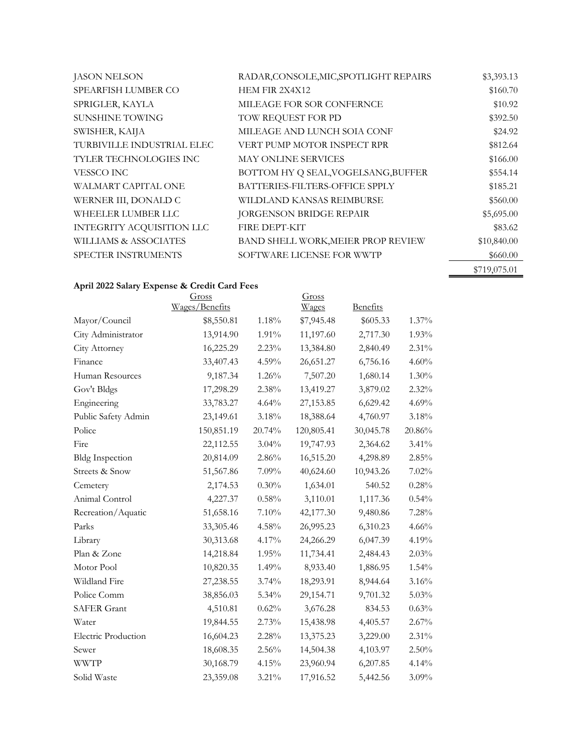| | | |
|---|---|---|
| JASON NELSON | RADAR,CONSOLE,MIC,SPOTLIGHT REPAIRS | $3,393.13 |
| SPEARFISH LUMBER CO | HEM FIR 2X4X12 | $160.70 |
| SPRIGLER, KAYLA | MILEAGE FOR SOR CONFERNCE | $10.92 |
| SUNSHINE TOWING | TOW REQUEST FOR PD | $392.50 |
| SWISHER, KAIJA | MILEAGE AND LUNCH SOIA CONF | $24.92 |
| TURBIVILLE INDUSTRIAL ELEC | VERT PUMP MOTOR INSPECT RPR | $812.64 |
| TYLER TECHNOLOGIES INC | MAY ONLINE SERVICES | $166.00 |
| VESSCO INC | BOTTOM HY Q SEAL,VOGELSANG,BUFFER | $554.14 |
| WALMART CAPITAL ONE | BATTERIES-FILTERS-OFFICE SPPLY | $185.21 |
| WERNER III, DONALD C | WILDLAND KANSAS REIMBURSE | $560.00 |
| WHEELER LUMBER LLC | JORGENSON BRIDGE REPAIR | $5,695.00 |
| INTEGRITY ACQUISITION LLC | FIRE DEPT-KIT | $83.62 |
| WILLIAMS & ASSOCIATES | BAND SHELL WORK,MEIER PROP REVIEW | $10,840.00 |
| SPECTER INSTRUMENTS | SOFTWARE LICENSE FOR WWTP | $660.00 |
| | | $719,075.01 |

**April 2022 Salary Expense & Credit Card Fees**

| | Gross Wages/Benefits | | Gross Wages | Benefits | |
|---|---|---|---|---|---|
| Mayor/Council | $8,550.81 | 1.18% | $7,945.48 | $605.33 | 1.37% |
| City Administrator | 13,914.90 | 1.91% | 11,197.60 | 2,717.30 | 1.93% |
| City Attorney | 16,225.29 | 2.23% | 13,384.80 | 2,840.49 | 2.31% |
| Finance | 33,407.43 | 4.59% | 26,651.27 | 6,756.16 | 4.60% |
| Human Resources | 9,187.34 | 1.26% | 7,507.20 | 1,680.14 | 1.30% |
| Gov't Bldgs | 17,298.29 | 2.38% | 13,419.27 | 3,879.02 | 2.32% |
| Engineering | 33,783.27 | 4.64% | 27,153.85 | 6,629.42 | 4.69% |
| Public Safety Admin | 23,149.61 | 3.18% | 18,388.64 | 4,760.97 | 3.18% |
| Police | 150,851.19 | 20.74% | 120,805.41 | 30,045.78 | 20.86% |
| Fire | 22,112.55 | 3.04% | 19,747.93 | 2,364.62 | 3.41% |
| Bldg Inspection | 20,814.09 | 2.86% | 16,515.20 | 4,298.89 | 2.85% |
| Streets & Snow | 51,567.86 | 7.09% | 40,624.60 | 10,943.26 | 7.02% |
| Cemetery | 2,174.53 | 0.30% | 1,634.01 | 540.52 | 0.28% |
| Animal Control | 4,227.37 | 0.58% | 3,110.01 | 1,117.36 | 0.54% |
| Recreation/Aquatic | 51,658.16 | 7.10% | 42,177.30 | 9,480.86 | 7.28% |
| Parks | 33,305.46 | 4.58% | 26,995.23 | 6,310.23 | 4.66% |
| Library | 30,313.68 | 4.17% | 24,266.29 | 6,047.39 | 4.19% |
| Plan & Zone | 14,218.84 | 1.95% | 11,734.41 | 2,484.43 | 2.03% |
| Motor Pool | 10,820.35 | 1.49% | 8,933.40 | 1,886.95 | 1.54% |
| Wildland Fire | 27,238.55 | 3.74% | 18,293.91 | 8,944.64 | 3.16% |
| Police Comm | 38,856.03 | 5.34% | 29,154.71 | 9,701.32 | 5.03% |
| SAFER Grant | 4,510.81 | 0.62% | 3,676.28 | 834.53 | 0.63% |
| Water | 19,844.55 | 2.73% | 15,438.98 | 4,405.57 | 2.67% |
| Electric Production | 16,604.23 | 2.28% | 13,375.23 | 3,229.00 | 2.31% |
| Sewer | 18,608.35 | 2.56% | 14,504.38 | 4,103.97 | 2.50% |
| WWTP | 30,168.79 | 4.15% | 23,960.94 | 6,207.85 | 4.14% |
| Solid Waste | 23,359.08 | 3.21% | 17,916.52 | 5,442.56 | 3.09% |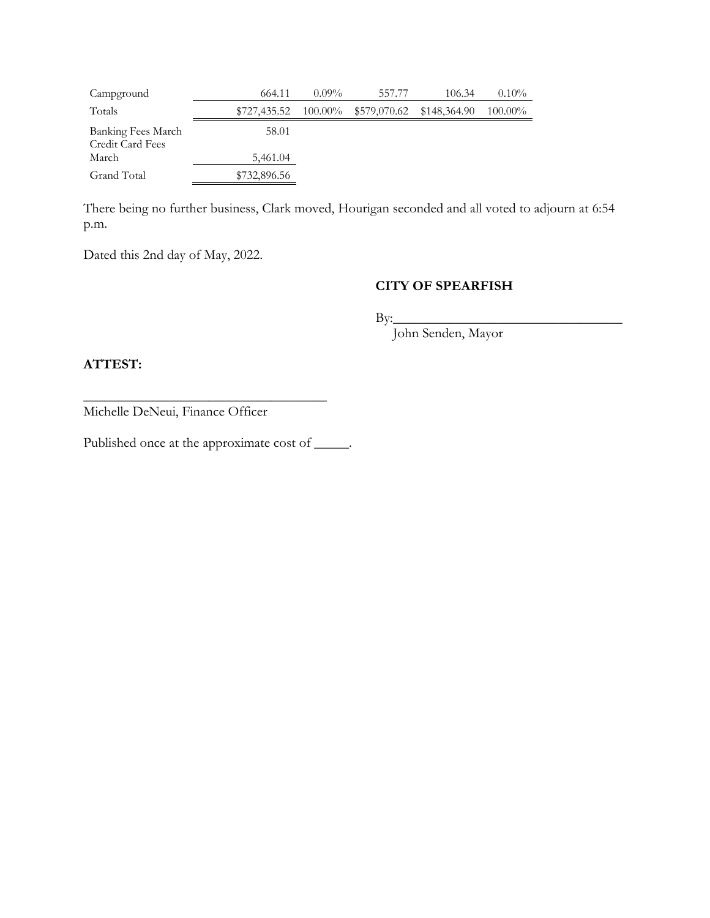| | | | | | |
|---|---|---|---|---|---|
| Campground | 664.11 | 0.09% | 557.77 | 106.34 | 0.10% |
| Totals | $727,435.52 | 100.00% | $579,070.62 | $148,364.90 | 100.00% |
| Banking Fees March | 58.01 | | | | |
| Credit Card Fees March | 5,461.04 | | | | |
| Grand Total | $732,896.56 | | | | |

There being no further business, Clark moved, Hourigan seconded and all voted to adjourn at 6:54 p.m.

Dated this 2nd day of May, 2022.

**CITY OF SPEARFISH**

By:___________________________________
John Senden, Mayor

**ATTEST:**

___________________________________
Michelle DeNeui, Finance Officer

Published once at the approximate cost of _____.